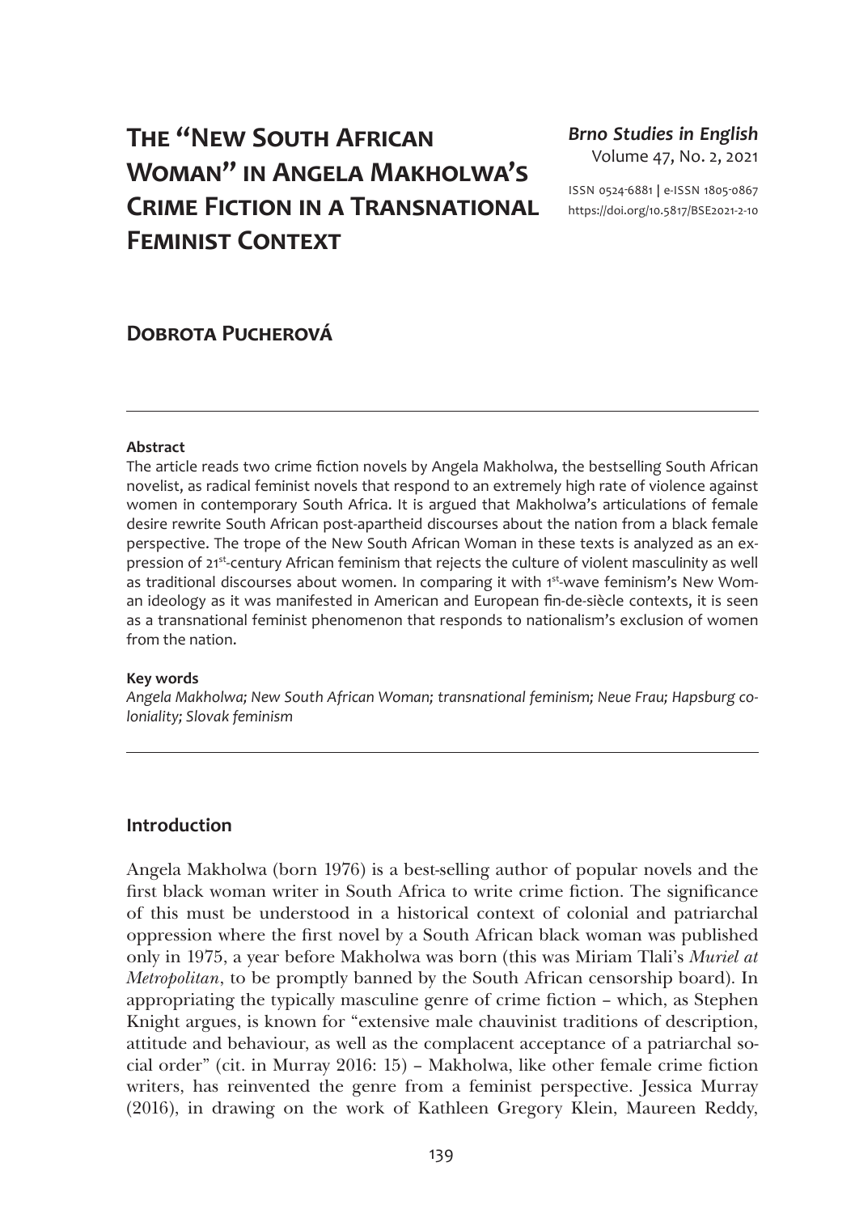# The "New South African Woman" in Angela Makholwa's Crime Fiction in a Transnational Feminist Context

*Brno Studies in English*
Volume 47, No. 2, 2021

ISSN 0524-6881 | e-ISSN 1805-0867
https://doi.org/10.5817/BSE2021-2-10

## Dobrota Pucherová

---

**Abstract**

The article reads two crime fiction novels by Angela Makholwa, the bestselling South African novelist, as radical feminist novels that respond to an extremely high rate of violence against women in contemporary South Africa. It is argued that Makholwa's articulations of female desire rewrite South African post-apartheid discourses about the nation from a black female perspective. The trope of the New South African Woman in these texts is analyzed as an expression of 21st-century African feminism that rejects the culture of violent masculinity as well as traditional discourses about women. In comparing it with 1st-wave feminism's New Woman ideology as it was manifested in American and European fin-de-siècle contexts, it is seen as a transnational feminist phenomenon that responds to nationalism's exclusion of women from the nation.

**Key words**

*Angela Makholwa; New South African Woman; transnational feminism; Neue Frau; Hapsburg coloniality; Slovak feminism*

---

### Introduction

Angela Makholwa (born 1976) is a best-selling author of popular novels and the first black woman writer in South Africa to write crime fiction. The significance of this must be understood in a historical context of colonial and patriarchal oppression where the first novel by a South African black woman was published only in 1975, a year before Makholwa was born (this was Miriam Tlali's *Muriel at Metropolitan*, to be promptly banned by the South African censorship board). In appropriating the typically masculine genre of crime fiction – which, as Stephen Knight argues, is known for "extensive male chauvinist traditions of description, attitude and behaviour, as well as the complacent acceptance of a patriarchal social order" (cit. in Murray 2016: 15) – Makholwa, like other female crime fiction writers, has reinvented the genre from a feminist perspective. Jessica Murray (2016), in drawing on the work of Kathleen Gregory Klein, Maureen Reddy,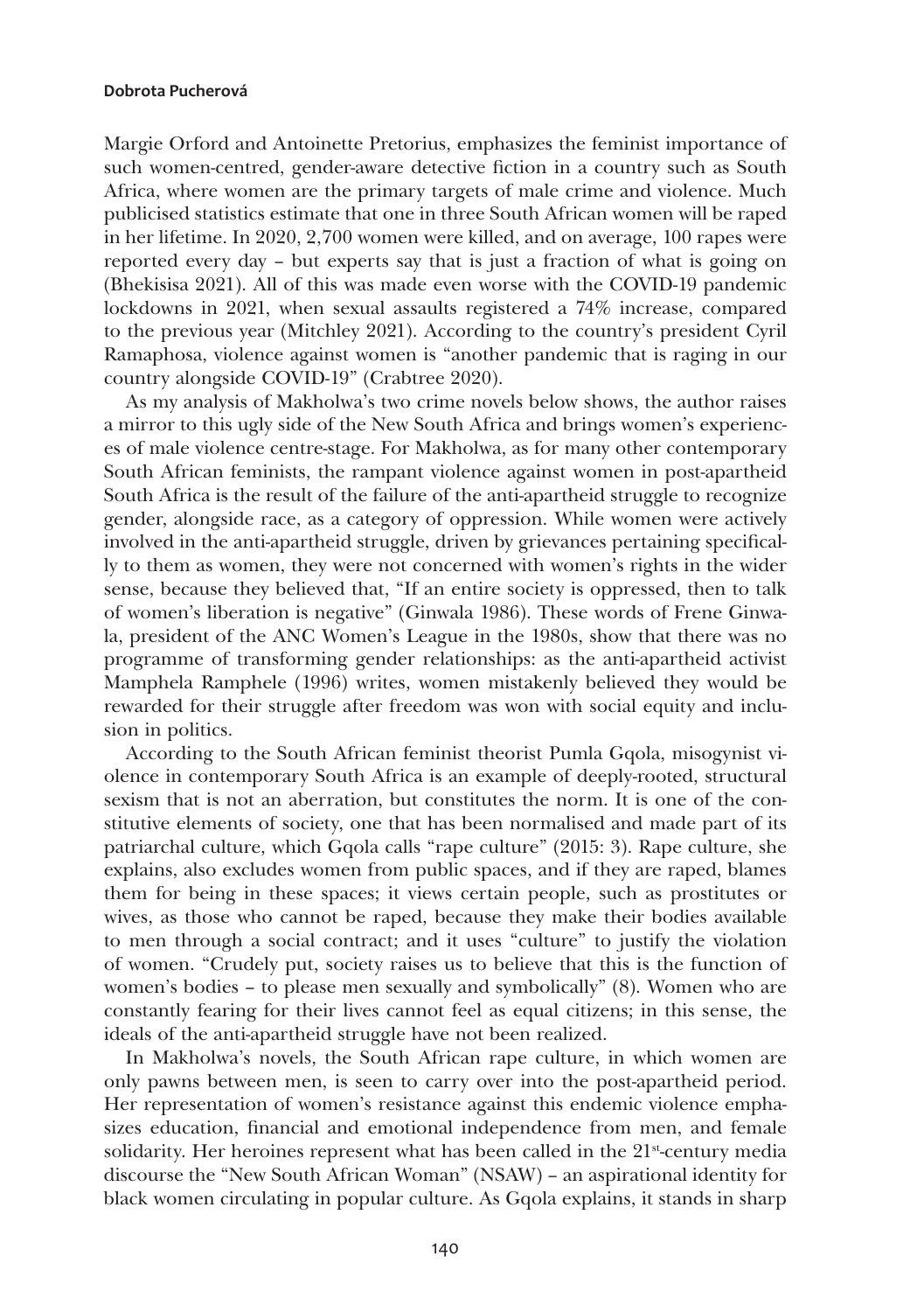Margie Orford and Antoinette Pretorius, emphasizes the feminist importance of such women-centred, gender-aware detective fiction in a country such as South Africa, where women are the primary targets of male crime and violence. Much publicised statistics estimate that one in three South African women will be raped in her lifetime. In 2020, 2,700 women were killed, and on average, 100 rapes were reported every day – but experts say that is just a fraction of what is going on (Bhekisisa 2021). All of this was made even worse with the COVID-19 pandemic lockdowns in 2021, when sexual assaults registered a 74% increase, compared to the previous year (Mitchley 2021). According to the country's president Cyril Ramaphosa, violence against women is "another pandemic that is raging in our country alongside COVID-19" (Crabtree 2020).

As my analysis of Makholwa's two crime novels below shows, the author raises a mirror to this ugly side of the New South Africa and brings women's experiences of male violence centre-stage. For Makholwa, as for many other contemporary South African feminists, the rampant violence against women in post-apartheid South Africa is the result of the failure of the anti-apartheid struggle to recognize gender, alongside race, as a category of oppression. While women were actively involved in the anti-apartheid struggle, driven by grievances pertaining specifically to them as women, they were not concerned with women's rights in the wider sense, because they believed that, "If an entire society is oppressed, then to talk of women's liberation is negative" (Ginwala 1986). These words of Frene Ginwala, president of the ANC Women's League in the 1980s, show that there was no programme of transforming gender relationships: as the anti-apartheid activist Mamphela Ramphele (1996) writes, women mistakenly believed they would be rewarded for their struggle after freedom was won with social equity and inclusion in politics.

According to the South African feminist theorist Pumla Gqola, misogynist violence in contemporary South Africa is an example of deeply-rooted, structural sexism that is not an aberration, but constitutes the norm. It is one of the constitutive elements of society, one that has been normalised and made part of its patriarchal culture, which Gqola calls "rape culture" (2015: 3). Rape culture, she explains, also excludes women from public spaces, and if they are raped, blames them for being in these spaces; it views certain people, such as prostitutes or wives, as those who cannot be raped, because they make their bodies available to men through a social contract; and it uses "culture" to justify the violation of women. "Crudely put, society raises us to believe that this is the function of women's bodies – to please men sexually and symbolically" (8). Women who are constantly fearing for their lives cannot feel as equal citizens; in this sense, the ideals of the anti-apartheid struggle have not been realized.

In Makholwa's novels, the South African rape culture, in which women are only pawns between men, is seen to carry over into the post-apartheid period. Her representation of women's resistance against this endemic violence emphasizes education, financial and emotional independence from men, and female solidarity. Her heroines represent what has been called in the 21st-century media discourse the "New South African Woman" (NSAW) – an aspirational identity for black women circulating in popular culture. As Gqola explains, it stands in sharp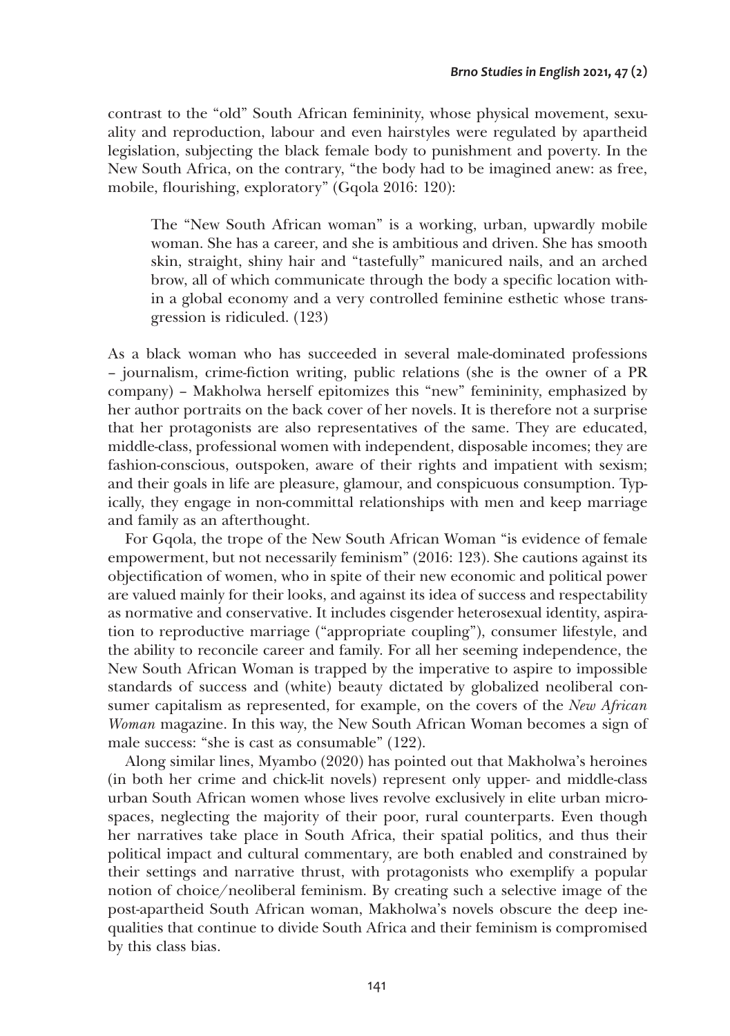contrast to the "old" South African femininity, whose physical movement, sexuality and reproduction, labour and even hairstyles were regulated by apartheid legislation, subjecting the black female body to punishment and poverty. In the New South Africa, on the contrary, "the body had to be imagined anew: as free, mobile, flourishing, exploratory" (Gqola 2016: 120):

> The "New South African woman" is a working, urban, upwardly mobile woman. She has a career, and she is ambitious and driven. She has smooth skin, straight, shiny hair and "tastefully" manicured nails, and an arched brow, all of which communicate through the body a specific location within a global economy and a very controlled feminine esthetic whose transgression is ridiculed. (123)

As a black woman who has succeeded in several male-dominated professions – journalism, crime-fiction writing, public relations (she is the owner of a PR company) – Makholwa herself epitomizes this "new" femininity, emphasized by her author portraits on the back cover of her novels. It is therefore not a surprise that her protagonists are also representatives of the same. They are educated, middle-class, professional women with independent, disposable incomes; they are fashion-conscious, outspoken, aware of their rights and impatient with sexism; and their goals in life are pleasure, glamour, and conspicuous consumption. Typically, they engage in non-committal relationships with men and keep marriage and family as an afterthought.

For Gqola, the trope of the New South African Woman "is evidence of female empowerment, but not necessarily feminism" (2016: 123). She cautions against its objectification of women, who in spite of their new economic and political power are valued mainly for their looks, and against its idea of success and respectability as normative and conservative. It includes cisgender heterosexual identity, aspiration to reproductive marriage ("appropriate coupling"), consumer lifestyle, and the ability to reconcile career and family. For all her seeming independence, the New South African Woman is trapped by the imperative to aspire to impossible standards of success and (white) beauty dictated by globalized neoliberal consumer capitalism as represented, for example, on the covers of the *New African Woman* magazine. In this way, the New South African Woman becomes a sign of male success: "she is cast as consumable" (122).

Along similar lines, Myambo (2020) has pointed out that Makholwa's heroines (in both her crime and chick-lit novels) represent only upper- and middle-class urban South African women whose lives revolve exclusively in elite urban microspaces, neglecting the majority of their poor, rural counterparts. Even though her narratives take place in South Africa, their spatial politics, and thus their political impact and cultural commentary, are both enabled and constrained by their settings and narrative thrust, with protagonists who exemplify a popular notion of choice/neoliberal feminism. By creating such a selective image of the post-apartheid South African woman, Makholwa's novels obscure the deep inequalities that continue to divide South Africa and their feminism is compromised by this class bias.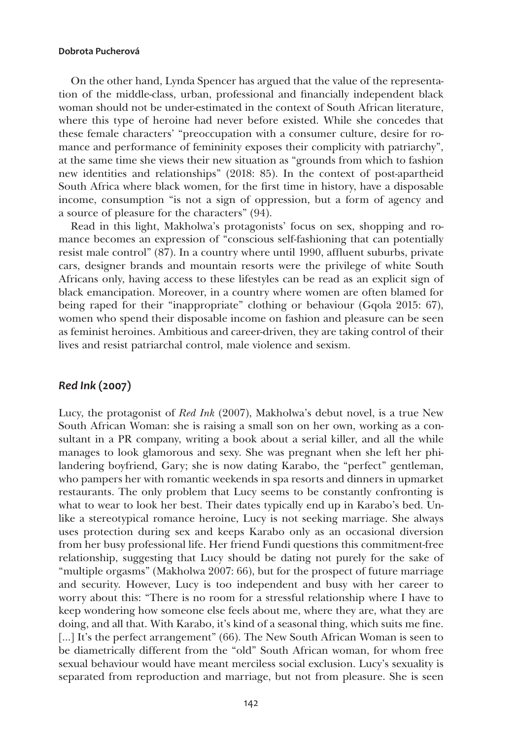On the other hand, Lynda Spencer has argued that the value of the representation of the middle-class, urban, professional and financially independent black woman should not be under-estimated in the context of South African literature, where this type of heroine had never before existed. While she concedes that these female characters' "preoccupation with a consumer culture, desire for romance and performance of femininity exposes their complicity with patriarchy", at the same time she views their new situation as "grounds from which to fashion new identities and relationships" (2018: 85). In the context of post-apartheid South Africa where black women, for the first time in history, have a disposable income, consumption "is not a sign of oppression, but a form of agency and a source of pleasure for the characters" (94).

Read in this light, Makholwa's protagonists' focus on sex, shopping and romance becomes an expression of "conscious self-fashioning that can potentially resist male control" (87). In a country where until 1990, affluent suburbs, private cars, designer brands and mountain resorts were the privilege of white South Africans only, having access to these lifestyles can be read as an explicit sign of black emancipation. Moreover, in a country where women are often blamed for being raped for their "inappropriate" clothing or behaviour (Gqola 2015: 67), women who spend their disposable income on fashion and pleasure can be seen as feminist heroines. Ambitious and career-driven, they are taking control of their lives and resist patriarchal control, male violence and sexism.

## *Red Ink* (2007)

Lucy, the protagonist of *Red Ink* (2007), Makholwa's debut novel, is a true New South African Woman: she is raising a small son on her own, working as a consultant in a PR company, writing a book about a serial killer, and all the while manages to look glamorous and sexy. She was pregnant when she left her philandering boyfriend, Gary; she is now dating Karabo, the "perfect" gentleman, who pampers her with romantic weekends in spa resorts and dinners in upmarket restaurants. The only problem that Lucy seems to be constantly confronting is what to wear to look her best. Their dates typically end up in Karabo's bed. Unlike a stereotypical romance heroine, Lucy is not seeking marriage. She always uses protection during sex and keeps Karabo only as an occasional diversion from her busy professional life. Her friend Fundi questions this commitment-free relationship, suggesting that Lucy should be dating not purely for the sake of "multiple orgasms" (Makholwa 2007: 66), but for the prospect of future marriage and security. However, Lucy is too independent and busy with her career to worry about this: "There is no room for a stressful relationship where I have to keep wondering how someone else feels about me, where they are, what they are doing, and all that. With Karabo, it's kind of a seasonal thing, which suits me fine. [...] It's the perfect arrangement" (66). The New South African Woman is seen to be diametrically different from the "old" South African woman, for whom free sexual behaviour would have meant merciless social exclusion. Lucy's sexuality is separated from reproduction and marriage, but not from pleasure. She is seen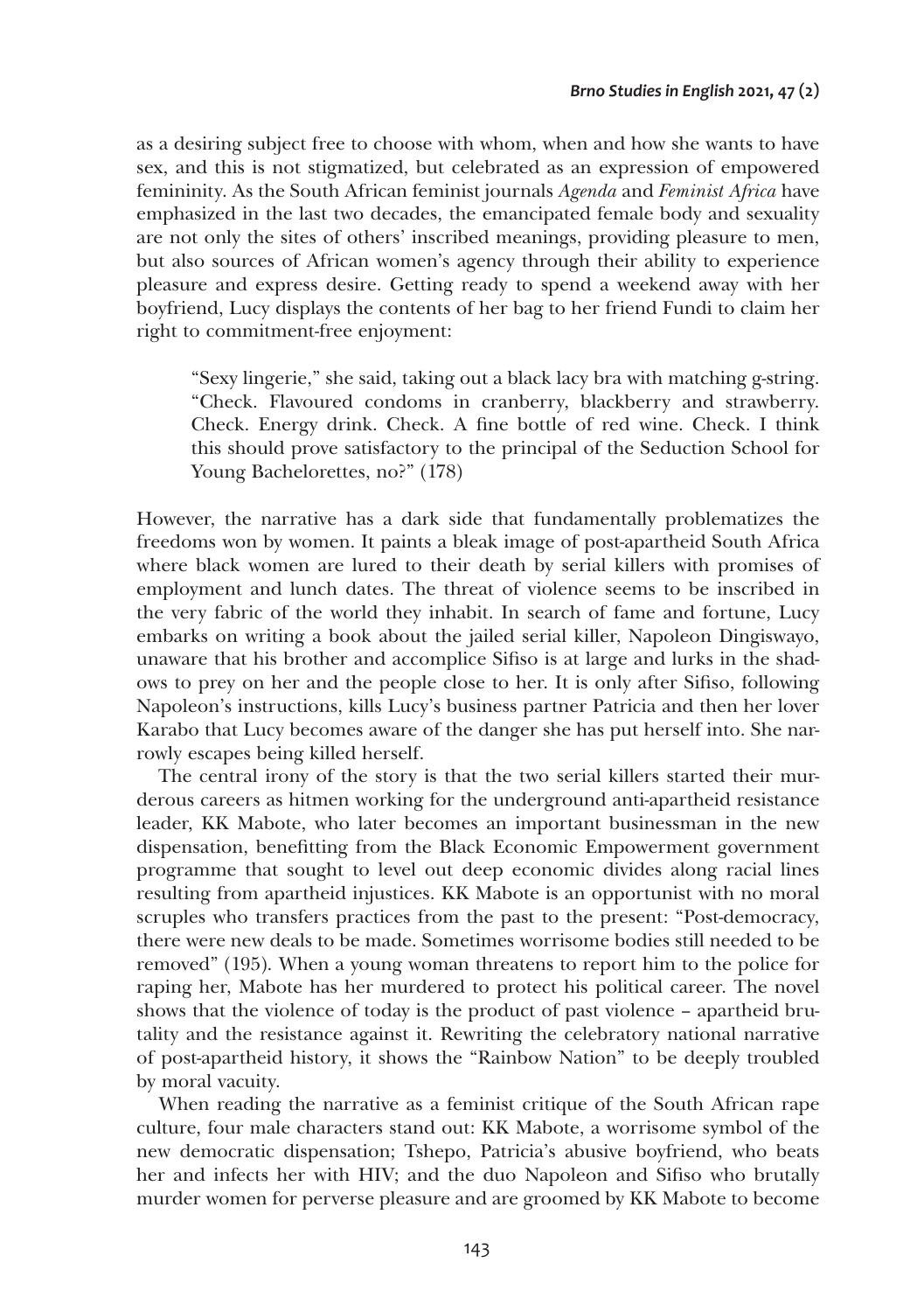as a desiring subject free to choose with whom, when and how she wants to have sex, and this is not stigmatized, but celebrated as an expression of empowered femininity. As the South African feminist journals *Agenda* and *Feminist Africa* have emphasized in the last two decades, the emancipated female body and sexuality are not only the sites of others' inscribed meanings, providing pleasure to men, but also sources of African women's agency through their ability to experience pleasure and express desire. Getting ready to spend a weekend away with her boyfriend, Lucy displays the contents of her bag to her friend Fundi to claim her right to commitment-free enjoyment:

> "Sexy lingerie," she said, taking out a black lacy bra with matching g-string. "Check. Flavoured condoms in cranberry, blackberry and strawberry. Check. Energy drink. Check. A fine bottle of red wine. Check. I think this should prove satisfactory to the principal of the Seduction School for Young Bachelorettes, no?" (178)

However, the narrative has a dark side that fundamentally problematizes the freedoms won by women. It paints a bleak image of post-apartheid South Africa where black women are lured to their death by serial killers with promises of employment and lunch dates. The threat of violence seems to be inscribed in the very fabric of the world they inhabit. In search of fame and fortune, Lucy embarks on writing a book about the jailed serial killer, Napoleon Dingiswayo, unaware that his brother and accomplice Sifiso is at large and lurks in the shadows to prey on her and the people close to her. It is only after Sifiso, following Napoleon's instructions, kills Lucy's business partner Patricia and then her lover Karabo that Lucy becomes aware of the danger she has put herself into. She narrowly escapes being killed herself.

The central irony of the story is that the two serial killers started their murderous careers as hitmen working for the underground anti-apartheid resistance leader, KK Mabote, who later becomes an important businessman in the new dispensation, benefitting from the Black Economic Empowerment government programme that sought to level out deep economic divides along racial lines resulting from apartheid injustices. KK Mabote is an opportunist with no moral scruples who transfers practices from the past to the present: "Post-democracy, there were new deals to be made. Sometimes worrisome bodies still needed to be removed" (195). When a young woman threatens to report him to the police for raping her, Mabote has her murdered to protect his political career. The novel shows that the violence of today is the product of past violence – apartheid brutality and the resistance against it. Rewriting the celebratory national narrative of post-apartheid history, it shows the "Rainbow Nation" to be deeply troubled by moral vacuity.

When reading the narrative as a feminist critique of the South African rape culture, four male characters stand out: KK Mabote, a worrisome symbol of the new democratic dispensation; Tshepo, Patricia's abusive boyfriend, who beats her and infects her with HIV; and the duo Napoleon and Sifiso who brutally murder women for perverse pleasure and are groomed by KK Mabote to become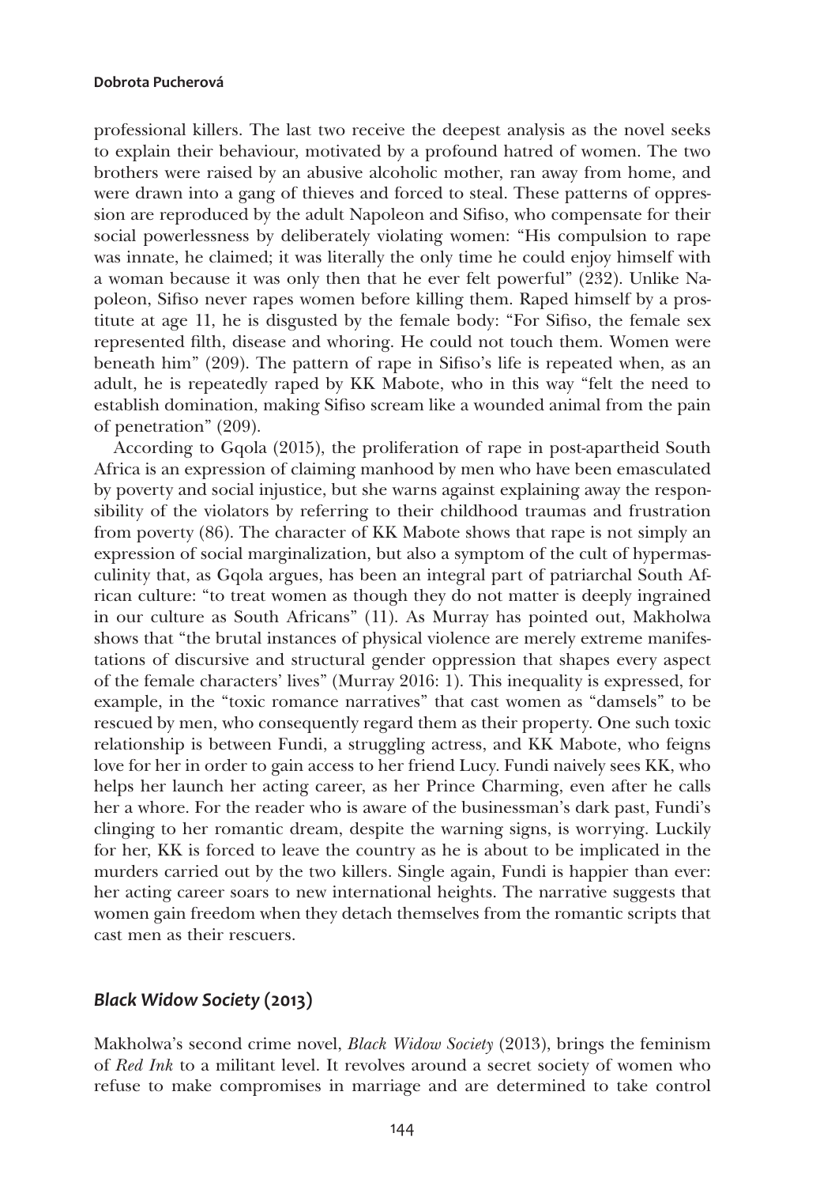professional killers. The last two receive the deepest analysis as the novel seeks to explain their behaviour, motivated by a profound hatred of women. The two brothers were raised by an abusive alcoholic mother, ran away from home, and were drawn into a gang of thieves and forced to steal. These patterns of oppression are reproduced by the adult Napoleon and Sifiso, who compensate for their social powerlessness by deliberately violating women: "His compulsion to rape was innate, he claimed; it was literally the only time he could enjoy himself with a woman because it was only then that he ever felt powerful" (232). Unlike Napoleon, Sifiso never rapes women before killing them. Raped himself by a prostitute at age 11, he is disgusted by the female body: "For Sifiso, the female sex represented filth, disease and whoring. He could not touch them. Women were beneath him" (209). The pattern of rape in Sifiso's life is repeated when, as an adult, he is repeatedly raped by KK Mabote, who in this way "felt the need to establish domination, making Sifiso scream like a wounded animal from the pain of penetration" (209).

According to Gqola (2015), the proliferation of rape in post-apartheid South Africa is an expression of claiming manhood by men who have been emasculated by poverty and social injustice, but she warns against explaining away the responsibility of the violators by referring to their childhood traumas and frustration from poverty (86). The character of KK Mabote shows that rape is not simply an expression of social marginalization, but also a symptom of the cult of hypermasculinity that, as Gqola argues, has been an integral part of patriarchal South African culture: "to treat women as though they do not matter is deeply ingrained in our culture as South Africans" (11). As Murray has pointed out, Makholwa shows that "the brutal instances of physical violence are merely extreme manifestations of discursive and structural gender oppression that shapes every aspect of the female characters' lives" (Murray 2016: 1). This inequality is expressed, for example, in the "toxic romance narratives" that cast women as "damsels" to be rescued by men, who consequently regard them as their property. One such toxic relationship is between Fundi, a struggling actress, and KK Mabote, who feigns love for her in order to gain access to her friend Lucy. Fundi naively sees KK, who helps her launch her acting career, as her Prince Charming, even after he calls her a whore. For the reader who is aware of the businessman's dark past, Fundi's clinging to her romantic dream, despite the warning signs, is worrying. Luckily for her, KK is forced to leave the country as he is about to be implicated in the murders carried out by the two killers. Single again, Fundi is happier than ever: her acting career soars to new international heights. The narrative suggests that women gain freedom when they detach themselves from the romantic scripts that cast men as their rescuers.

## *Black Widow Society* (2013)

Makholwa's second crime novel, *Black Widow Society* (2013), brings the feminism of *Red Ink* to a militant level. It revolves around a secret society of women who refuse to make compromises in marriage and are determined to take control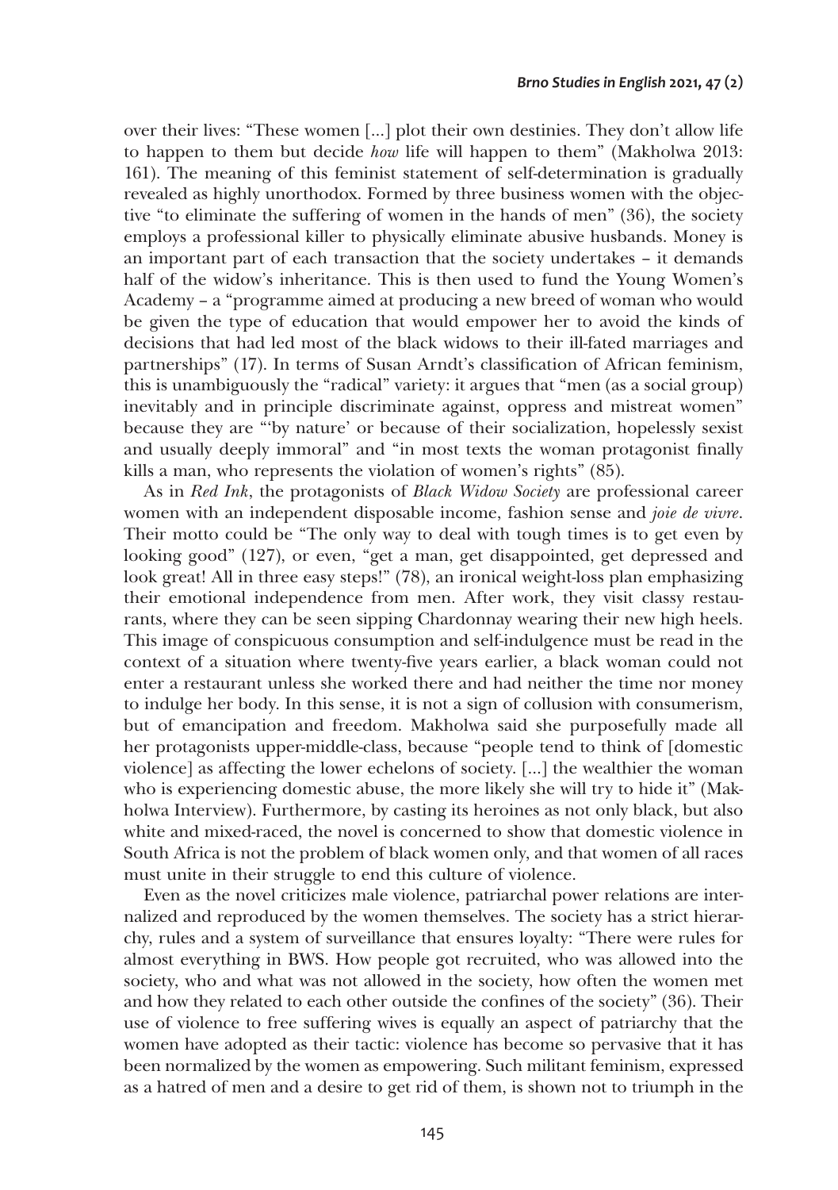over their lives: "These women [...] plot their own destinies. They don't allow life to happen to them but decide *how* life will happen to them" (Makholwa 2013: 161). The meaning of this feminist statement of self-determination is gradually revealed as highly unorthodox. Formed by three business women with the objective "to eliminate the suffering of women in the hands of men" (36), the society employs a professional killer to physically eliminate abusive husbands. Money is an important part of each transaction that the society undertakes – it demands half of the widow's inheritance. This is then used to fund the Young Women's Academy – a "programme aimed at producing a new breed of woman who would be given the type of education that would empower her to avoid the kinds of decisions that had led most of the black widows to their ill-fated marriages and partnerships" (17). In terms of Susan Arndt's classification of African feminism, this is unambiguously the "radical" variety: it argues that "men (as a social group) inevitably and in principle discriminate against, oppress and mistreat women" because they are "'by nature' or because of their socialization, hopelessly sexist and usually deeply immoral" and "in most texts the woman protagonist finally kills a man, who represents the violation of women's rights" (85).

As in *Red Ink*, the protagonists of *Black Widow Society* are professional career women with an independent disposable income, fashion sense and *joie de vivre*. Their motto could be "The only way to deal with tough times is to get even by looking good" (127), or even, "get a man, get disappointed, get depressed and look great! All in three easy steps!" (78), an ironical weight-loss plan emphasizing their emotional independence from men. After work, they visit classy restaurants, where they can be seen sipping Chardonnay wearing their new high heels. This image of conspicuous consumption and self-indulgence must be read in the context of a situation where twenty-five years earlier, a black woman could not enter a restaurant unless she worked there and had neither the time nor money to indulge her body. In this sense, it is not a sign of collusion with consumerism, but of emancipation and freedom. Makholwa said she purposefully made all her protagonists upper-middle-class, because "people tend to think of [domestic violence] as affecting the lower echelons of society. [...] the wealthier the woman who is experiencing domestic abuse, the more likely she will try to hide it" (Makholwa Interview). Furthermore, by casting its heroines as not only black, but also white and mixed-raced, the novel is concerned to show that domestic violence in South Africa is not the problem of black women only, and that women of all races must unite in their struggle to end this culture of violence.

Even as the novel criticizes male violence, patriarchal power relations are internalized and reproduced by the women themselves. The society has a strict hierarchy, rules and a system of surveillance that ensures loyalty: "There were rules for almost everything in BWS. How people got recruited, who was allowed into the society, who and what was not allowed in the society, how often the women met and how they related to each other outside the confines of the society" (36). Their use of violence to free suffering wives is equally an aspect of patriarchy that the women have adopted as their tactic: violence has become so pervasive that it has been normalized by the women as empowering. Such militant feminism, expressed as a hatred of men and a desire to get rid of them, is shown not to triumph in the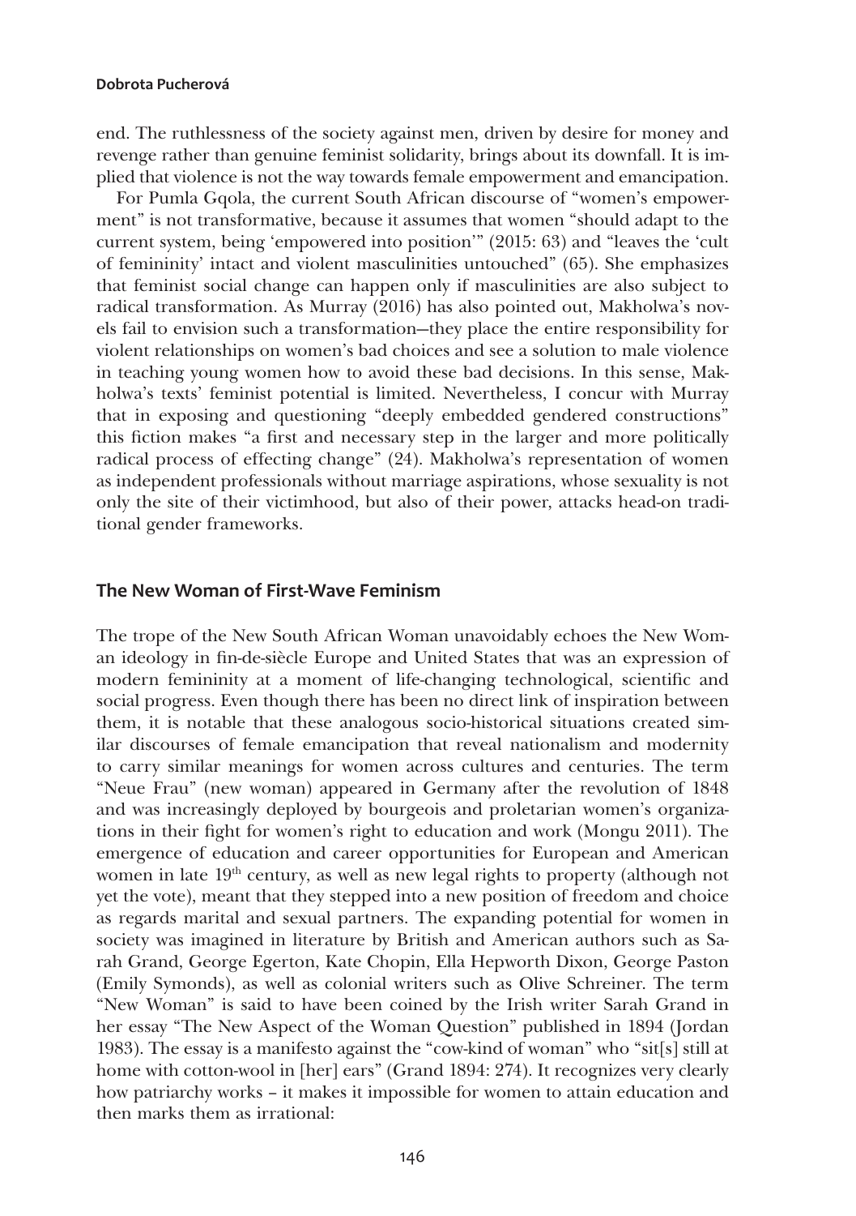end. The ruthlessness of the society against men, driven by desire for money and revenge rather than genuine feminist solidarity, brings about its downfall. It is implied that violence is not the way towards female empowerment and emancipation.

For Pumla Gqola, the current South African discourse of "women's empowerment" is not transformative, because it assumes that women "should adapt to the current system, being 'empowered into position'" (2015: 63) and "leaves the 'cult of femininity' intact and violent masculinities untouched" (65). She emphasizes that feminist social change can happen only if masculinities are also subject to radical transformation. As Murray (2016) has also pointed out, Makholwa's novels fail to envision such a transformation—they place the entire responsibility for violent relationships on women's bad choices and see a solution to male violence in teaching young women how to avoid these bad decisions. In this sense, Makholwa's texts' feminist potential is limited. Nevertheless, I concur with Murray that in exposing and questioning "deeply embedded gendered constructions" this fiction makes "a first and necessary step in the larger and more politically radical process of effecting change" (24). Makholwa's representation of women as independent professionals without marriage aspirations, whose sexuality is not only the site of their victimhood, but also of their power, attacks head-on traditional gender frameworks.

## The New Woman of First-Wave Feminism

The trope of the New South African Woman unavoidably echoes the New Woman ideology in fin-de-siècle Europe and United States that was an expression of modern femininity at a moment of life-changing technological, scientific and social progress. Even though there has been no direct link of inspiration between them, it is notable that these analogous socio-historical situations created similar discourses of female emancipation that reveal nationalism and modernity to carry similar meanings for women across cultures and centuries. The term "Neue Frau" (new woman) appeared in Germany after the revolution of 1848 and was increasingly deployed by bourgeois and proletarian women's organizations in their fight for women's right to education and work (Mongu 2011). The emergence of education and career opportunities for European and American women in late 19th century, as well as new legal rights to property (although not yet the vote), meant that they stepped into a new position of freedom and choice as regards marital and sexual partners. The expanding potential for women in society was imagined in literature by British and American authors such as Sarah Grand, George Egerton, Kate Chopin, Ella Hepworth Dixon, George Paston (Emily Symonds), as well as colonial writers such as Olive Schreiner. The term "New Woman" is said to have been coined by the Irish writer Sarah Grand in her essay "The New Aspect of the Woman Question" published in 1894 (Jordan 1983). The essay is a manifesto against the "cow-kind of woman" who "sit[s] still at home with cotton-wool in [her] ears" (Grand 1894: 274). It recognizes very clearly how patriarchy works – it makes it impossible for women to attain education and then marks them as irrational: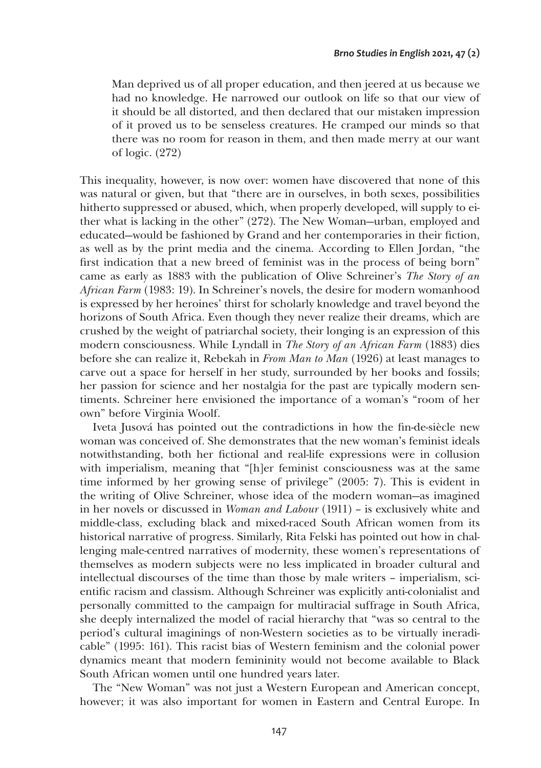> Man deprived us of all proper education, and then jeered at us because we had no knowledge. He narrowed our outlook on life so that our view of it should be all distorted, and then declared that our mistaken impression of it proved us to be senseless creatures. He cramped our minds so that there was no room for reason in them, and then made merry at our want of logic. (272)

This inequality, however, is now over: women have discovered that none of this was natural or given, but that "there are in ourselves, in both sexes, possibilities hitherto suppressed or abused, which, when properly developed, will supply to either what is lacking in the other" (272). The New Woman—urban, employed and educated—would be fashioned by Grand and her contemporaries in their fiction, as well as by the print media and the cinema. According to Ellen Jordan, "the first indication that a new breed of feminist was in the process of being born" came as early as 1883 with the publication of Olive Schreiner's *The Story of an African Farm* (1983: 19). In Schreiner's novels, the desire for modern womanhood is expressed by her heroines' thirst for scholarly knowledge and travel beyond the horizons of South Africa. Even though they never realize their dreams, which are crushed by the weight of patriarchal society, their longing is an expression of this modern consciousness. While Lyndall in *The Story of an African Farm* (1883) dies before she can realize it, Rebekah in *From Man to Man* (1926) at least manages to carve out a space for herself in her study, surrounded by her books and fossils; her passion for science and her nostalgia for the past are typically modern sentiments. Schreiner here envisioned the importance of a woman's "room of her own" before Virginia Woolf.

Iveta Jusová has pointed out the contradictions in how the fin-de-siècle new woman was conceived of. She demonstrates that the new woman's feminist ideals notwithstanding, both her fictional and real-life expressions were in collusion with imperialism, meaning that "[h]er feminist consciousness was at the same time informed by her growing sense of privilege" (2005: 7). This is evident in the writing of Olive Schreiner, whose idea of the modern woman—as imagined in her novels or discussed in *Woman and Labour* (1911) – is exclusively white and middle-class, excluding black and mixed-raced South African women from its historical narrative of progress. Similarly, Rita Felski has pointed out how in challenging male-centred narratives of modernity, these women's representations of themselves as modern subjects were no less implicated in broader cultural and intellectual discourses of the time than those by male writers – imperialism, scientific racism and classism. Although Schreiner was explicitly anti-colonialist and personally committed to the campaign for multiracial suffrage in South Africa, she deeply internalized the model of racial hierarchy that "was so central to the period's cultural imaginings of non-Western societies as to be virtually ineradicable" (1995: 161). This racist bias of Western feminism and the colonial power dynamics meant that modern femininity would not become available to Black South African women until one hundred years later.

The "New Woman" was not just a Western European and American concept, however; it was also important for women in Eastern and Central Europe. In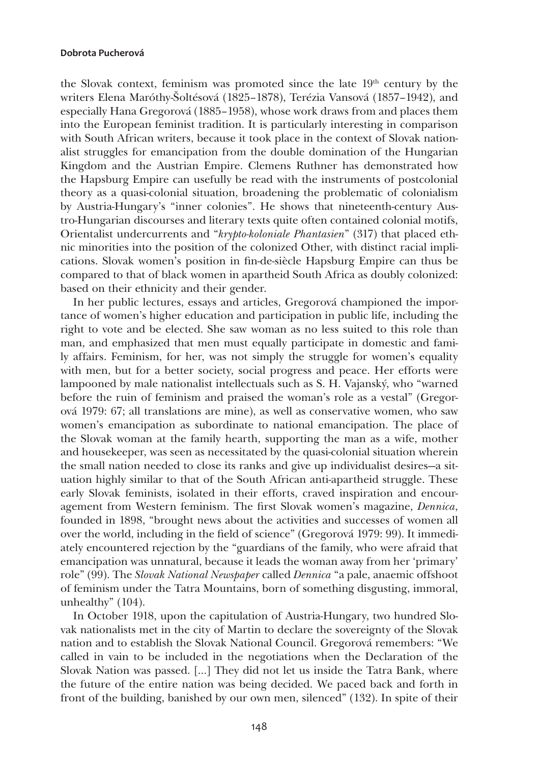the Slovak context, feminism was promoted since the late 19th century by the writers Elena Maróthy-Šoltésová (1825–1878), Terézia Vansová (1857–1942), and especially Hana Gregorová (1885–1958), whose work draws from and places them into the European feminist tradition. It is particularly interesting in comparison with South African writers, because it took place in the context of Slovak nationalist struggles for emancipation from the double domination of the Hungarian Kingdom and the Austrian Empire. Clemens Ruthner has demonstrated how the Hapsburg Empire can usefully be read with the instruments of postcolonial theory as a quasi-colonial situation, broadening the problematic of colonialism by Austria-Hungary's "inner colonies". He shows that nineteenth-century Austro-Hungarian discourses and literary texts quite often contained colonial motifs, Orientalist undercurrents and "*krypto-koloniale Phantasien*" (317) that placed ethnic minorities into the position of the colonized Other, with distinct racial implications. Slovak women's position in fin-de-siècle Hapsburg Empire can thus be compared to that of black women in apartheid South Africa as doubly colonized: based on their ethnicity and their gender.

In her public lectures, essays and articles, Gregorová championed the importance of women's higher education and participation in public life, including the right to vote and be elected. She saw woman as no less suited to this role than man, and emphasized that men must equally participate in domestic and family affairs. Feminism, for her, was not simply the struggle for women's equality with men, but for a better society, social progress and peace. Her efforts were lampooned by male nationalist intellectuals such as S. H. Vajanský, who "warned before the ruin of feminism and praised the woman's role as a vestal" (Gregorová 1979: 67; all translations are mine), as well as conservative women, who saw women's emancipation as subordinate to national emancipation. The place of the Slovak woman at the family hearth, supporting the man as a wife, mother and housekeeper, was seen as necessitated by the quasi-colonial situation wherein the small nation needed to close its ranks and give up individualist desires—a situation highly similar to that of the South African anti-apartheid struggle. These early Slovak feminists, isolated in their efforts, craved inspiration and encouragement from Western feminism. The first Slovak women's magazine, *Dennica*, founded in 1898, "brought news about the activities and successes of women all over the world, including in the field of science" (Gregorová 1979: 99). It immediately encountered rejection by the "guardians of the family, who were afraid that emancipation was unnatural, because it leads the woman away from her 'primary' role" (99). The *Slovak National Newspaper* called *Dennica* "a pale, anaemic offshoot of feminism under the Tatra Mountains, born of something disgusting, immoral, unhealthy" (104).

In October 1918, upon the capitulation of Austria-Hungary, two hundred Slovak nationalists met in the city of Martin to declare the sovereignty of the Slovak nation and to establish the Slovak National Council. Gregorová remembers: "We called in vain to be included in the negotiations when the Declaration of the Slovak Nation was passed. [...] They did not let us inside the Tatra Bank, where the future of the entire nation was being decided. We paced back and forth in front of the building, banished by our own men, silenced" (132). In spite of their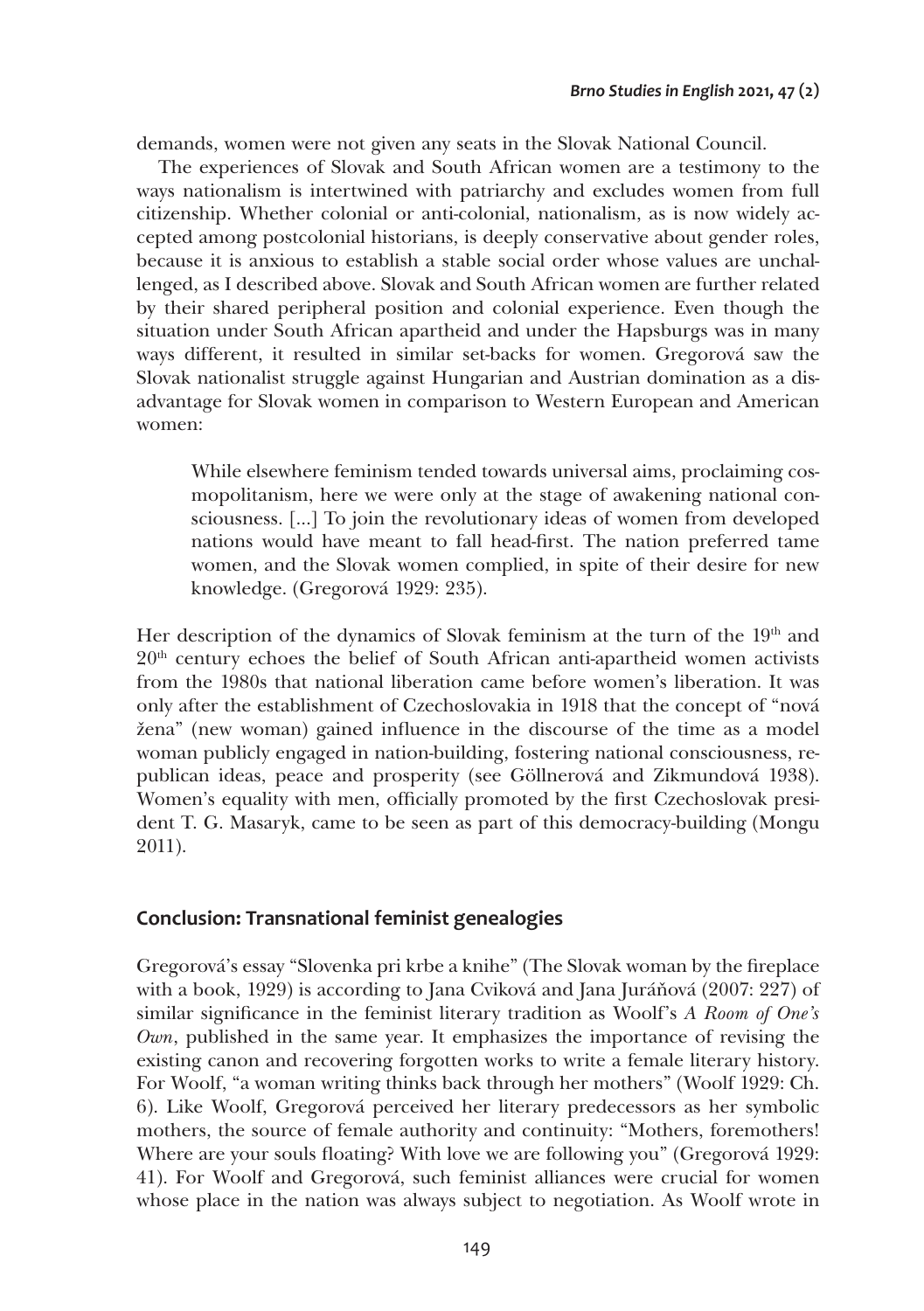demands, women were not given any seats in the Slovak National Council.

The experiences of Slovak and South African women are a testimony to the ways nationalism is intertwined with patriarchy and excludes women from full citizenship. Whether colonial or anti-colonial, nationalism, as is now widely accepted among postcolonial historians, is deeply conservative about gender roles, because it is anxious to establish a stable social order whose values are unchallenged, as I described above. Slovak and South African women are further related by their shared peripheral position and colonial experience. Even though the situation under South African apartheid and under the Hapsburgs was in many ways different, it resulted in similar set-backs for women. Gregorová saw the Slovak nationalist struggle against Hungarian and Austrian domination as a disadvantage for Slovak women in comparison to Western European and American women:

> While elsewhere feminism tended towards universal aims, proclaiming cosmopolitanism, here we were only at the stage of awakening national consciousness. [...] To join the revolutionary ideas of women from developed nations would have meant to fall head-first. The nation preferred tame women, and the Slovak women complied, in spite of their desire for new knowledge. (Gregorová 1929: 235).

Her description of the dynamics of Slovak feminism at the turn of the 19th and 20th century echoes the belief of South African anti-apartheid women activists from the 1980s that national liberation came before women's liberation. It was only after the establishment of Czechoslovakia in 1918 that the concept of "nová žena" (new woman) gained influence in the discourse of the time as a model woman publicly engaged in nation-building, fostering national consciousness, republican ideas, peace and prosperity (see Göllnerová and Zikmundová 1938). Women's equality with men, officially promoted by the first Czechoslovak president T. G. Masaryk, came to be seen as part of this democracy-building (Mongu 2011).

## Conclusion: Transnational feminist genealogies

Gregorová's essay "Slovenka pri krbe a knihe" (The Slovak woman by the fireplace with a book, 1929) is according to Jana Cviková and Jana Juráňová (2007: 227) of similar significance in the feminist literary tradition as Woolf's *A Room of One's Own*, published in the same year. It emphasizes the importance of revising the existing canon and recovering forgotten works to write a female literary history. For Woolf, "a woman writing thinks back through her mothers" (Woolf 1929: Ch. 6). Like Woolf, Gregorová perceived her literary predecessors as her symbolic mothers, the source of female authority and continuity: "Mothers, foremothers! Where are your souls floating? With love we are following you" (Gregorová 1929: 41). For Woolf and Gregorová, such feminist alliances were crucial for women whose place in the nation was always subject to negotiation. As Woolf wrote in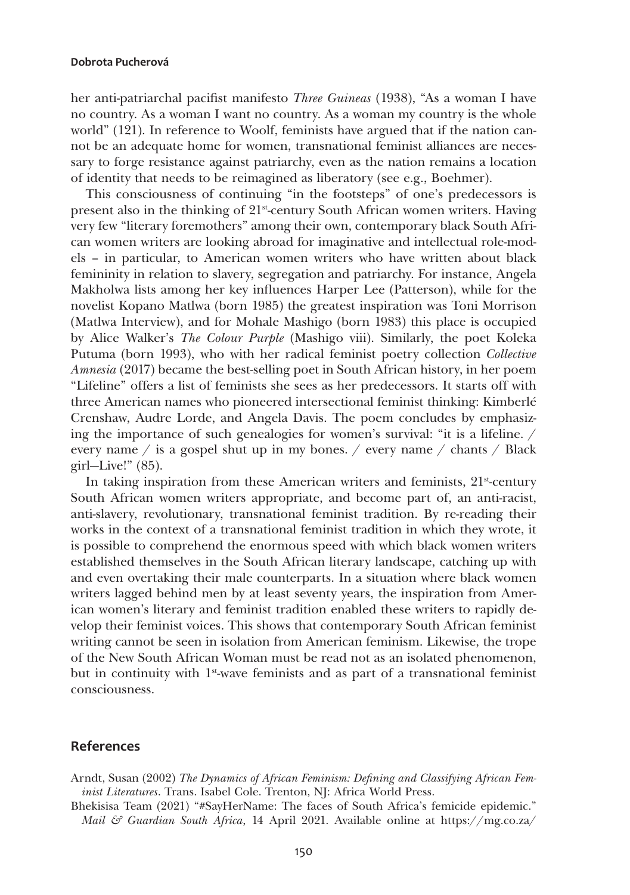her anti-patriarchal pacifist manifesto *Three Guineas* (1938), "As a woman I have no country. As a woman I want no country. As a woman my country is the whole world" (121). In reference to Woolf, feminists have argued that if the nation cannot be an adequate home for women, transnational feminist alliances are necessary to forge resistance against patriarchy, even as the nation remains a location of identity that needs to be reimagined as liberatory (see e.g., Boehmer).

This consciousness of continuing "in the footsteps" of one's predecessors is present also in the thinking of 21st-century South African women writers. Having very few "literary foremothers" among their own, contemporary black South African women writers are looking abroad for imaginative and intellectual role-models – in particular, to American women writers who have written about black femininity in relation to slavery, segregation and patriarchy. For instance, Angela Makholwa lists among her key influences Harper Lee (Patterson), while for the novelist Kopano Matlwa (born 1985) the greatest inspiration was Toni Morrison (Matlwa Interview), and for Mohale Mashigo (born 1983) this place is occupied by Alice Walker's *The Colour Purple* (Mashigo viii). Similarly, the poet Koleka Putuma (born 1993), who with her radical feminist poetry collection *Collective Amnesia* (2017) became the best-selling poet in South African history, in her poem "Lifeline" offers a list of feminists she sees as her predecessors. It starts off with three American names who pioneered intersectional feminist thinking: Kimberlé Crenshaw, Audre Lorde, and Angela Davis. The poem concludes by emphasizing the importance of such genealogies for women's survival: "it is a lifeline. / every name / is a gospel shut up in my bones. / every name / chants / Black girl—Live!" (85).

In taking inspiration from these American writers and feminists, 21st-century South African women writers appropriate, and become part of, an anti-racist, anti-slavery, revolutionary, transnational feminist tradition. By re-reading their works in the context of a transnational feminist tradition in which they wrote, it is possible to comprehend the enormous speed with which black women writers established themselves in the South African literary landscape, catching up with and even overtaking their male counterparts. In a situation where black women writers lagged behind men by at least seventy years, the inspiration from American women's literary and feminist tradition enabled these writers to rapidly develop their feminist voices. This shows that contemporary South African feminist writing cannot be seen in isolation from American feminism. Likewise, the trope of the New South African Woman must be read not as an isolated phenomenon, but in continuity with 1st-wave feminists and as part of a transnational feminist consciousness.

## References

Arndt, Susan (2002) *The Dynamics of African Feminism: Defining and Classifying African Feminist Literatures*. Trans. Isabel Cole. Trenton, NJ: Africa World Press.

Bhekisisa Team (2021) "#SayHerName: The faces of South Africa's femicide epidemic." *Mail & Guardian South Africa*, 14 April 2021. Available online at https://mg.co.za/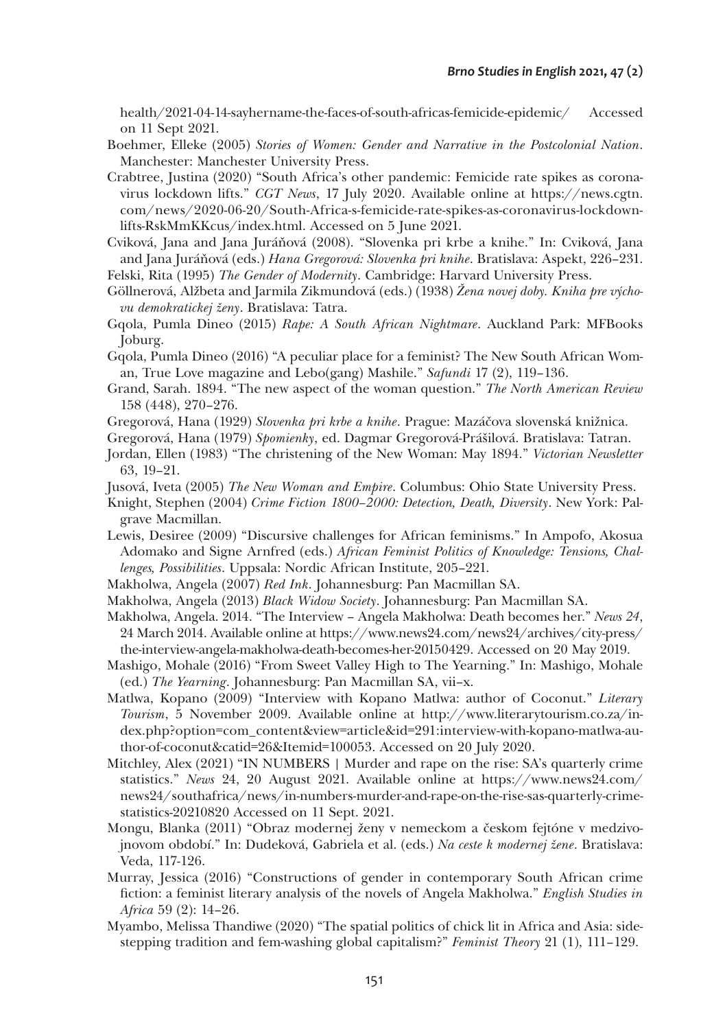health/2021-04-14-sayhername-the-faces-of-south-africas-femicide-epidemic/ Accessed on 11 Sept 2021.

Boehmer, Elleke (2005) *Stories of Women: Gender and Narrative in the Postcolonial Nation*. Manchester: Manchester University Press.

Crabtree, Justina (2020) "South Africa's other pandemic: Femicide rate spikes as coronavirus lockdown lifts." *CGT News*, 17 July 2020. Available online at https://news.cgtn.com/news/2020-06-20/South-Africa-s-femicide-rate-spikes-as-coronavirus-lockdown-lifts-RskMmKKcus/index.html. Accessed on 5 June 2021.

Cviková, Jana and Jana Juráňová (2008). "Slovenka pri krbe a knihe." In: Cviková, Jana and Jana Juráňová (eds.) *Hana Gregorová: Slovenka pri knihe*. Bratislava: Aspekt, 226–231.

Felski, Rita (1995) *The Gender of Modernity*. Cambridge: Harvard University Press.

Göllnerová, Alžbeta and Jarmila Zikmundová (eds.) (1938) *Žena novej doby. Kniha pre výchovu demokratickej ženy*. Bratislava: Tatra.

Gqola, Pumla Dineo (2015) *Rape: A South African Nightmare*. Auckland Park: MFBooks Joburg.

Gqola, Pumla Dineo (2016) "A peculiar place for a feminist? The New South African Woman, True Love magazine and Lebo(gang) Mashile." *Safundi* 17 (2), 119–136.

Grand, Sarah. 1894. "The new aspect of the woman question." *The North American Review* 158 (448), 270–276.

Gregorová, Hana (1929) *Slovenka pri krbe a knihe*. Prague: Mazáčova slovenská knižnica.

Gregorová, Hana (1979) *Spomienky*, ed. Dagmar Gregorová-Prášilová. Bratislava: Tatran.

Jordan, Ellen (1983) "The christening of the New Woman: May 1894." *Victorian Newsletter* 63, 19–21.

Jusová, Iveta (2005) *The New Woman and Empire*. Columbus: Ohio State University Press.

Knight, Stephen (2004) *Crime Fiction 1800–2000: Detection, Death, Diversity*. New York: Palgrave Macmillan.

Lewis, Desiree (2009) "Discursive challenges for African feminisms." In Ampofo, Akosua Adomako and Signe Arnfred (eds.) *African Feminist Politics of Knowledge: Tensions, Challenges, Possibilities*. Uppsala: Nordic African Institute, 205–221.

Makholwa, Angela (2007) *Red Ink*. Johannesburg: Pan Macmillan SA.

Makholwa, Angela (2013) *Black Widow Society*. Johannesburg: Pan Macmillan SA.

Makholwa, Angela. 2014. "The Interview – Angela Makholwa: Death becomes her." *News 24*, 24 March 2014. Available online at https://www.news24.com/news24/archives/city-press/the-interview-angela-makholwa-death-becomes-her-20150429. Accessed on 20 May 2019.

Mashigo, Mohale (2016) "From Sweet Valley High to The Yearning." In: Mashigo, Mohale (ed.) *The Yearning*. Johannesburg: Pan Macmillan SA, vii–x.

Matlwa, Kopano (2009) "Interview with Kopano Matlwa: author of Coconut." *Literary Tourism*, 5 November 2009. Available online at http://www.literarytourism.co.za/index.php?option=com_content&view=article&id=291:interview-with-kopano-matlwa-author-of-coconut&catid=26&Itemid=100053. Accessed on 20 July 2020.

Mitchley, Alex (2021) "IN NUMBERS | Murder and rape on the rise: SA's quarterly crime statistics." *News* 24, 20 August 2021. Available online at https://www.news24.com/news24/southafrica/news/in-numbers-murder-and-rape-on-the-rise-sas-quarterly-crime-statistics-20210820 Accessed on 11 Sept. 2021.

Mongu, Blanka (2011) "Obraz modernej ženy v nemeckom a českom fejtóne v medzivojnovom období." In: Dudeková, Gabriela et al. (eds.) *Na ceste k modernej žene*. Bratislava: Veda, 117-126.

Murray, Jessica (2016) "Constructions of gender in contemporary South African crime fiction: a feminist literary analysis of the novels of Angela Makholwa." *English Studies in Africa* 59 (2): 14–26.

Myambo, Melissa Thandiwe (2020) "The spatial politics of chick lit in Africa and Asia: side-stepping tradition and fem-washing global capitalism?" *Feminist Theory* 21 (1), 111–129.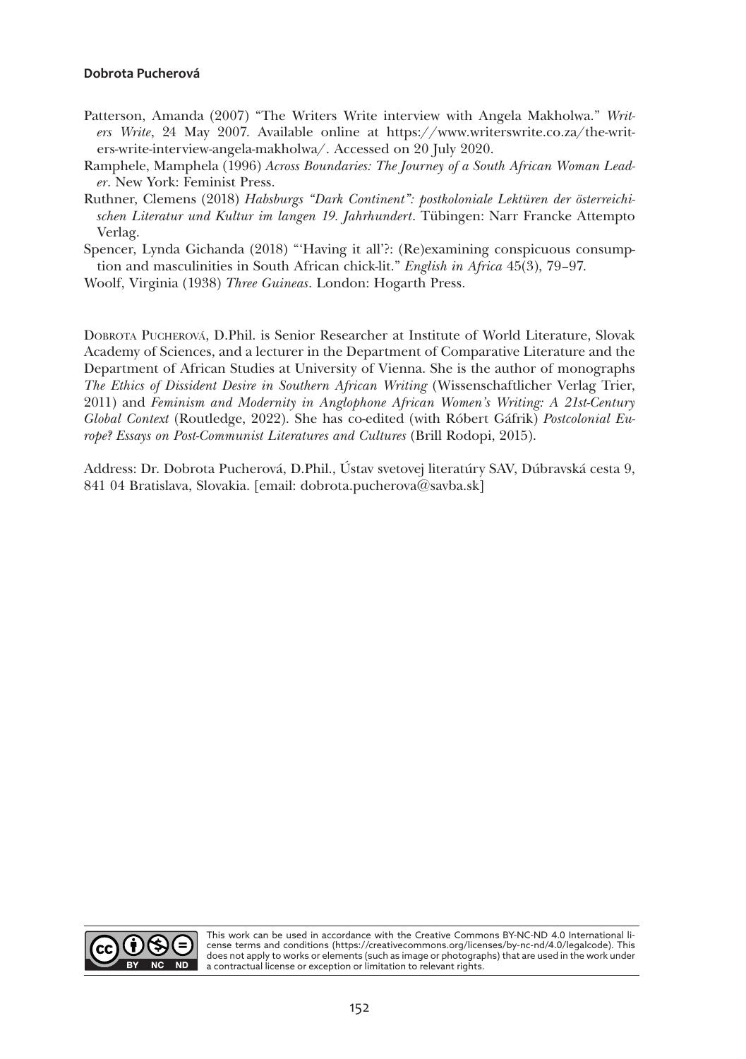Patterson, Amanda (2007) "The Writers Write interview with Angela Makholwa." *Writers Write*, 24 May 2007. Available online at https://www.writerswrite.co.za/the-writers-write-interview-angela-makholwa/. Accessed on 20 July 2020.

Ramphele, Mamphela (1996) *Across Boundaries: The Journey of a South African Woman Leader*. New York: Feminist Press.

Ruthner, Clemens (2018) *Habsburgs "Dark Continent": postkoloniale Lektüren der österreichischen Literatur und Kultur im langen 19. Jahrhundert*. Tübingen: Narr Francke Attempto Verlag.

Spencer, Lynda Gichanda (2018) "'Having it all'?: (Re)examining conspicuous consumption and masculinities in South African chick-lit." *English in Africa* 45(3), 79–97.

Woolf, Virginia (1938) *Three Guineas*. London: Hogarth Press.

Dobrota Pucherová, D.Phil. is Senior Researcher at Institute of World Literature, Slovak Academy of Sciences, and a lecturer in the Department of Comparative Literature and the Department of African Studies at University of Vienna. She is the author of monographs *The Ethics of Dissident Desire in Southern African Writing* (Wissenschaftlicher Verlag Trier, 2011) and *Feminism and Modernity in Anglophone African Women's Writing: A 21st-Century Global Context* (Routledge, 2022). She has co-edited (with Róbert Gáfrik) *Postcolonial Europe? Essays on Post-Communist Literatures and Cultures* (Brill Rodopi, 2015).

Address: Dr. Dobrota Pucherová, D.Phil., Ústav svetovej literatúry SAV, Dúbravská cesta 9, 841 04 Bratislava, Slovakia. [email: dobrota.pucherova@savba.sk]

This work can be used in accordance with the Creative Commons BY-NC-ND 4.0 International license terms and conditions (https://creativecommons.org/licenses/by-nc-nd/4.0/legalcode). This does not apply to works or elements (such as image or photographs) that are used in the work under a contractual license or exception or limitation to relevant rights.